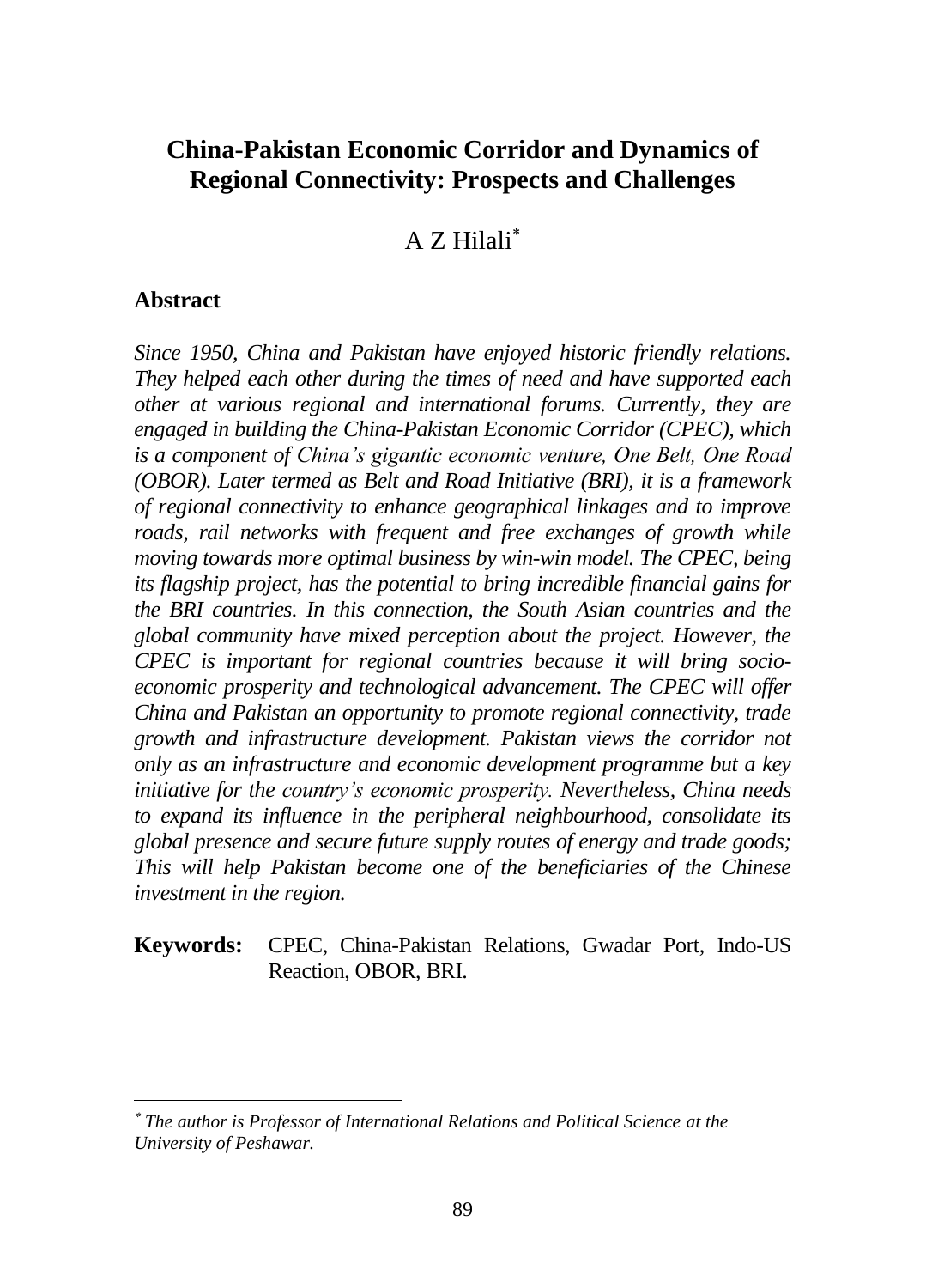# China-Pakistan Economic Corridor and Dynamics of Regional Connectivity: Prospects and Challenges

A Z Hilali[*]

## Abstract

*Since 1950, China and Pakistan have enjoyed historic friendly relations. They helped each other during the times of need and have supported each other at various regional and international forums. Currently, they are engaged in building the China-Pakistan Economic Corridor (CPEC), which is a component of China's gigantic economic venture, One Belt, One Road (OBOR). Later termed as Belt and Road Initiative (BRI), it is a framework of regional connectivity to enhance geographical linkages and to improve roads, rail networks with frequent and free exchanges of growth while moving towards more optimal business by win-win model. The CPEC, being its flagship project, has the potential to bring incredible financial gains for the BRI countries. In this connection, the South Asian countries and the global community have mixed perception about the project. However, the CPEC is important for regional countries because it will bring socio-economic prosperity and technological advancement. The CPEC will offer China and Pakistan an opportunity to promote regional connectivity, trade growth and infrastructure development. Pakistan views the corridor not only as an infrastructure and economic development programme but a key initiative for the country's economic prosperity. Nevertheless, China needs to expand its influence in the peripheral neighbourhood, consolidate its global presence and secure future supply routes of energy and trade goods; This will help Pakistan become one of the beneficiaries of the Chinese investment in the region.*

**Keywords:** CPEC, China-Pakistan Relations, Gwadar Port, Indo-US Reaction, OBOR, BRI.

---

[*] *The author is Professor of International Relations and Political Science at the University of Peshawar.*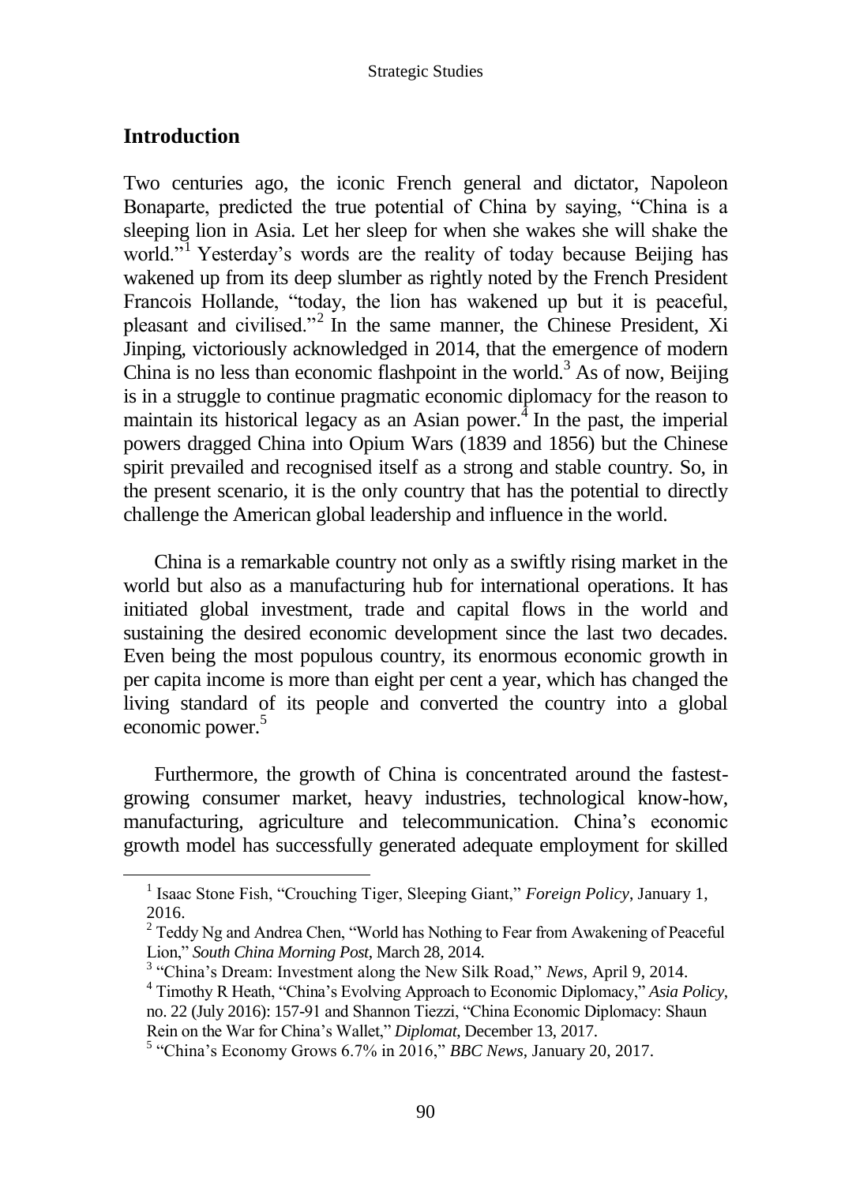## Introduction

Two centuries ago, the iconic French general and dictator, Napoleon Bonaparte, predicted the true potential of China by saying, "China is a sleeping lion in Asia. Let her sleep for when she wakes she will shake the world."[1] Yesterday's words are the reality of today because Beijing has wakened up from its deep slumber as rightly noted by the French President Francois Hollande, "today, the lion has wakened up but it is peaceful, pleasant and civilised."[2] In the same manner, the Chinese President, Xi Jinping, victoriously acknowledged in 2014, that the emergence of modern China is no less than economic flashpoint in the world.[3] As of now, Beijing is in a struggle to continue pragmatic economic diplomacy for the reason to maintain its historical legacy as an Asian power.[4] In the past, the imperial powers dragged China into Opium Wars (1839 and 1856) but the Chinese spirit prevailed and recognised itself as a strong and stable country. So, in the present scenario, it is the only country that has the potential to directly challenge the American global leadership and influence in the world.

China is a remarkable country not only as a swiftly rising market in the world but also as a manufacturing hub for international operations. It has initiated global investment, trade and capital flows in the world and sustaining the desired economic development since the last two decades. Even being the most populous country, its enormous economic growth in per capita income is more than eight per cent a year, which has changed the living standard of its people and converted the country into a global economic power.[5]

Furthermore, the growth of China is concentrated around the fastest-growing consumer market, heavy industries, technological know-how, manufacturing, agriculture and telecommunication. China's economic growth model has successfully generated adequate employment for skilled

---

[1] Isaac Stone Fish, "Crouching Tiger, Sleeping Giant," *Foreign Policy*, January 1, 2016.

[2] Teddy Ng and Andrea Chen, "World has Nothing to Fear from Awakening of Peaceful Lion," *South China Morning Post*, March 28, 2014.

[3] "China's Dream: Investment along the New Silk Road," *News*, April 9, 2014.

[4] Timothy R Heath, "China's Evolving Approach to Economic Diplomacy," *Asia Policy*, no. 22 (July 2016): 157-91 and Shannon Tiezzi, "China Economic Diplomacy: Shaun Rein on the War for China's Wallet," *Diplomat*, December 13, 2017.

[5] "China's Economy Grows 6.7% in 2016," *BBC News*, January 20, 2017.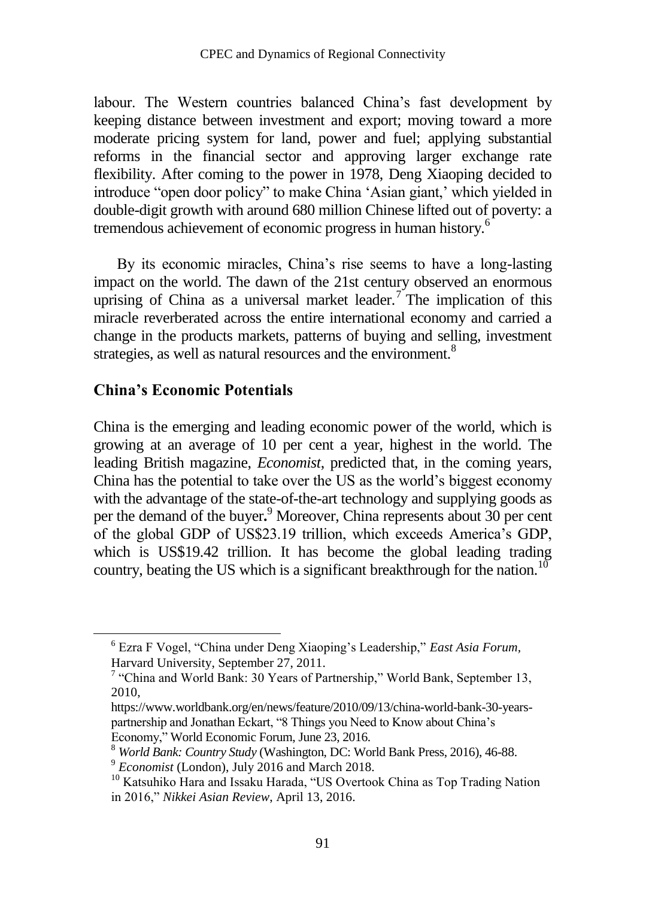labour. The Western countries balanced China's fast development by keeping distance between investment and export; moving toward a more moderate pricing system for land, power and fuel; applying substantial reforms in the financial sector and approving larger exchange rate flexibility. After coming to the power in 1978, Deng Xiaoping decided to introduce "open door policy" to make China 'Asian giant,' which yielded in double-digit growth with around 680 million Chinese lifted out of poverty: a tremendous achievement of economic progress in human history.[6]

By its economic miracles, China's rise seems to have a long-lasting impact on the world. The dawn of the 21st century observed an enormous uprising of China as a universal market leader.[7] The implication of this miracle reverberated across the entire international economy and carried a change in the products markets, patterns of buying and selling, investment strategies, as well as natural resources and the environment.[8]

## China's Economic Potentials

China is the emerging and leading economic power of the world, which is growing at an average of 10 per cent a year, highest in the world. The leading British magazine, *Economist*, predicted that, in the coming years, China has the potential to take over the US as the world's biggest economy with the advantage of the state-of-the-art technology and supplying goods as per the demand of the buyer**.**[9] Moreover, China represents about 30 per cent of the global GDP of US$23.19 trillion, which exceeds America's GDP, which is US$19.42 trillion. It has become the global leading trading country, beating the US which is a significant breakthrough for the nation.[10]

---

[6] Ezra F Vogel, "China under Deng Xiaoping's Leadership," *East Asia Forum*, Harvard University, September 27, 2011.

[7] "China and World Bank: 30 Years of Partnership," World Bank, September 13, 2010, https://www.worldbank.org/en/news/feature/2010/09/13/china-world-bank-30-years-partnership and Jonathan Eckart, "8 Things you Need to Know about China's Economy," World Economic Forum, June 23, 2016.

[8] *World Bank: Country Study* (Washington, DC: World Bank Press, 2016), 46-88.

[9] *Economist* (London), July 2016 and March 2018.

[10] Katsuhiko Hara and Issaku Harada, "US Overtook China as Top Trading Nation in 2016," *Nikkei Asian Review*, April 13, 2016.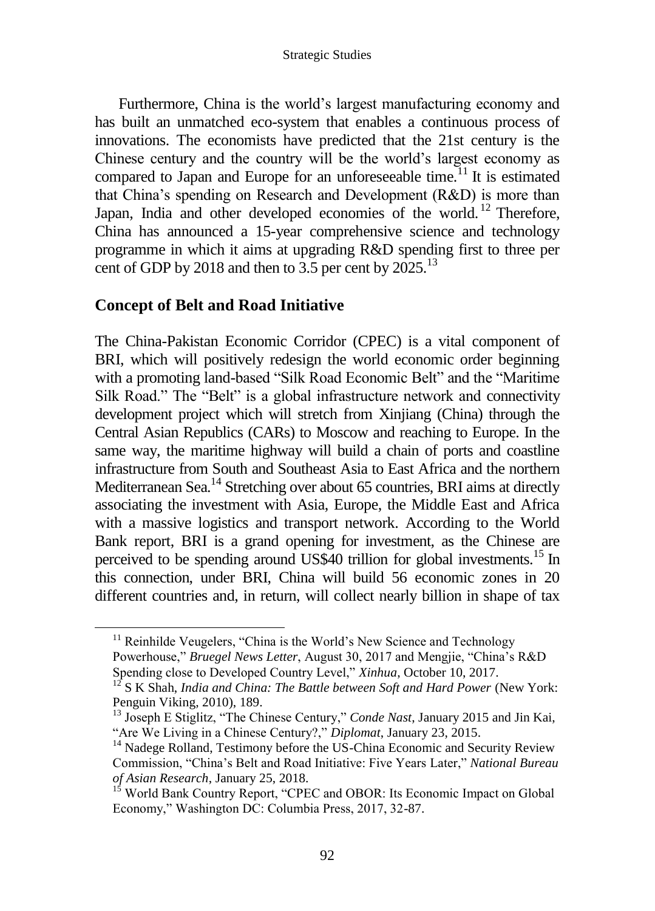Furthermore, China is the world's largest manufacturing economy and has built an unmatched eco-system that enables a continuous process of innovations. The economists have predicted that the 21st century is the Chinese century and the country will be the world's largest economy as compared to Japan and Europe for an unforeseeable time.[11] It is estimated that China's spending on Research and Development (R&D) is more than Japan, India and other developed economies of the world.[12] Therefore, China has announced a 15-year comprehensive science and technology programme in which it aims at upgrading R&D spending first to three per cent of GDP by 2018 and then to 3.5 per cent by 2025.[13]

## Concept of Belt and Road Initiative

The China-Pakistan Economic Corridor (CPEC) is a vital component of BRI, which will positively redesign the world economic order beginning with a promoting land-based "Silk Road Economic Belt" and the "Maritime Silk Road." The "Belt" is a global infrastructure network and connectivity development project which will stretch from Xinjiang (China) through the Central Asian Republics (CARs) to Moscow and reaching to Europe. In the same way, the maritime highway will build a chain of ports and coastline infrastructure from South and Southeast Asia to East Africa and the northern Mediterranean Sea.[14] Stretching over about 65 countries, BRI aims at directly associating the investment with Asia, Europe, the Middle East and Africa with a massive logistics and transport network. According to the World Bank report, BRI is a grand opening for investment, as the Chinese are perceived to be spending around US$40 trillion for global investments.[15] In this connection, under BRI, China will build 56 economic zones in 20 different countries and, in return, will collect nearly billion in shape of tax

---

[11] Reinhilde Veugelers, "China is the World's New Science and Technology Powerhouse," *Bruegel News Letter*, August 30, 2017 and Mengjie, "China's R&D Spending close to Developed Country Level," *Xinhua*, October 10, 2017.

[12] S K Shah, *India and China: The Battle between Soft and Hard Power* (New York: Penguin Viking, 2010), 189.

[13] Joseph E Stiglitz, "The Chinese Century," *Conde Nast*, January 2015 and Jin Kai, "Are We Living in a Chinese Century?," *Diplomat*, January 23, 2015.

[14] Nadege Rolland, Testimony before the US-China Economic and Security Review Commission, "China's Belt and Road Initiative: Five Years Later," *National Bureau of Asian Research*, January 25, 2018.

[15] World Bank Country Report, "CPEC and OBOR: Its Economic Impact on Global Economy," Washington DC: Columbia Press, 2017, 32-87.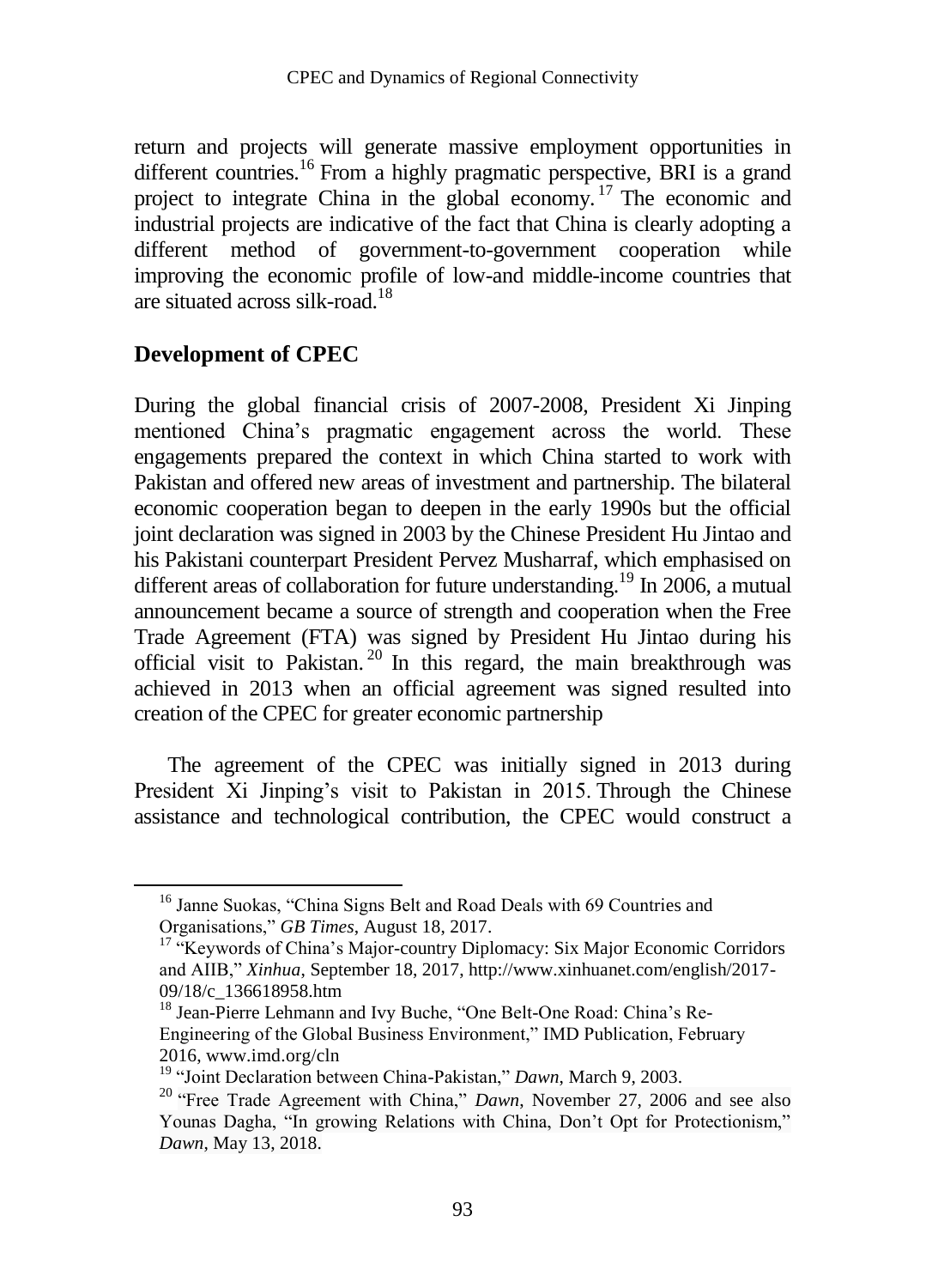return and projects will generate massive employment opportunities in different countries.[16] From a highly pragmatic perspective, BRI is a grand project to integrate China in the global economy.[17] The economic and industrial projects are indicative of the fact that China is clearly adopting a different method of government-to-government cooperation while improving the economic profile of low-and middle-income countries that are situated across silk-road.[18]

## Development of CPEC

During the global financial crisis of 2007-2008, President Xi Jinping mentioned China's pragmatic engagement across the world. These engagements prepared the context in which China started to work with Pakistan and offered new areas of investment and partnership. The bilateral economic cooperation began to deepen in the early 1990s but the official joint declaration was signed in 2003 by the Chinese President Hu Jintao and his Pakistani counterpart President Pervez Musharraf, which emphasised on different areas of collaboration for future understanding.[19] In 2006, a mutual announcement became a source of strength and cooperation when the Free Trade Agreement (FTA) was signed by President Hu Jintao during his official visit to Pakistan.[20] In this regard, the main breakthrough was achieved in 2013 when an official agreement was signed resulted into creation of the CPEC for greater economic partnership

The agreement of the CPEC was initially signed in 2013 during President Xi Jinping's visit to Pakistan in 2015. Through the Chinese assistance and technological contribution, the CPEC would construct a

---

[16] Janne Suokas, "China Signs Belt and Road Deals with 69 Countries and Organisations," *GB Times*, August 18, 2017.

[17] "Keywords of China's Major-country Diplomacy: Six Major Economic Corridors and AIIB," *Xinhua*, September 18, 2017, http://www.xinhuanet.com/english/2017-09/18/c_136618958.htm

[18] Jean-Pierre Lehmann and Ivy Buche, "One Belt-One Road: China's Re-Engineering of the Global Business Environment," IMD Publication, February 2016, www.imd.org/cln

[19] "Joint Declaration between China-Pakistan," *Dawn*, March 9, 2003.

[20] "Free Trade Agreement with China," *Dawn*, November 27, 2006 and see also Younas Dagha, "In growing Relations with China, Don't Opt for Protectionism," *Dawn*, May 13, 2018.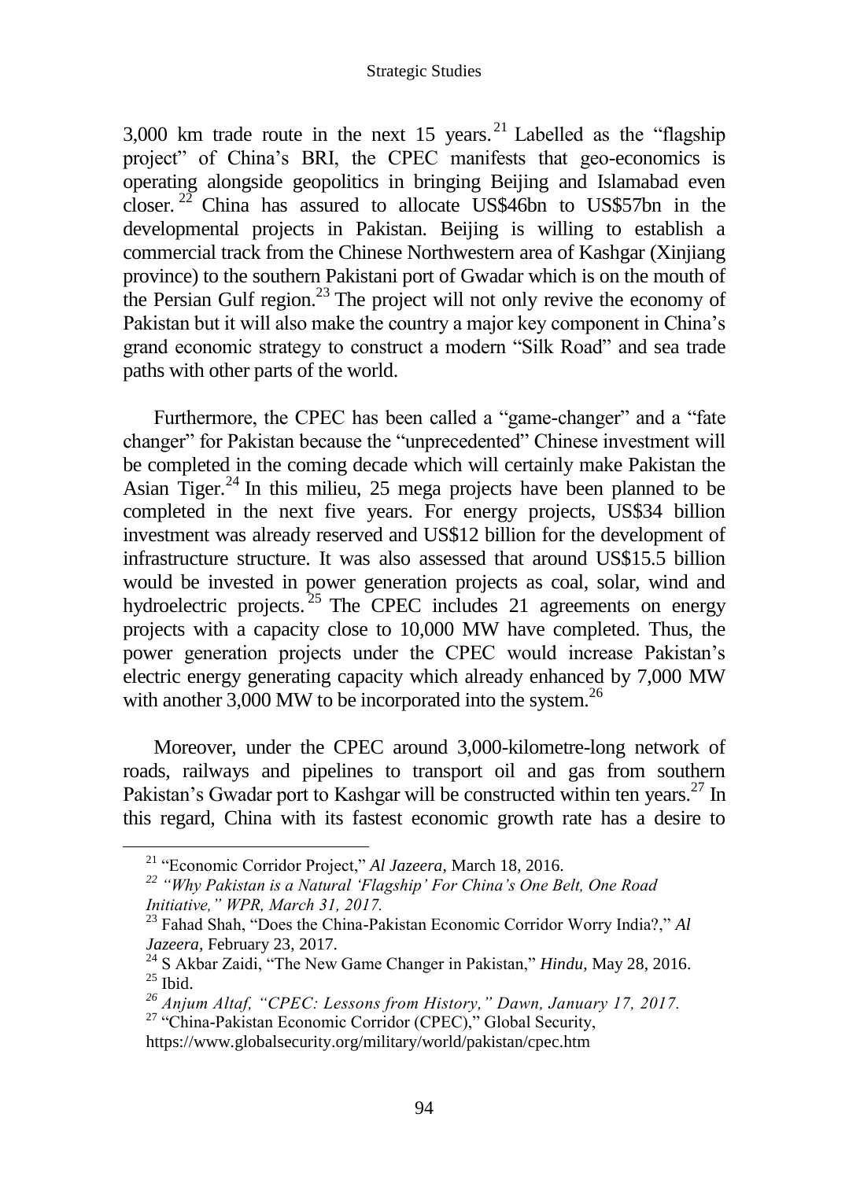3,000 km trade route in the next 15 years.[21] Labelled as the "flagship project" of China's BRI, the CPEC manifests that geo-economics is operating alongside geopolitics in bringing Beijing and Islamabad even closer.[22] China has assured to allocate US$46bn to US$57bn in the developmental projects in Pakistan. Beijing is willing to establish a commercial track from the Chinese Northwestern area of Kashgar (Xinjiang province) to the southern Pakistani port of Gwadar which is on the mouth of the Persian Gulf region.[23] The project will not only revive the economy of Pakistan but it will also make the country a major key component in China's grand economic strategy to construct a modern "Silk Road" and sea trade paths with other parts of the world.

Furthermore, the CPEC has been called a "game-changer" and a "fate changer" for Pakistan because the "unprecedented" Chinese investment will be completed in the coming decade which will certainly make Pakistan the Asian Tiger.[24] In this milieu, 25 mega projects have been planned to be completed in the next five years. For energy projects, US$34 billion investment was already reserved and US$12 billion for the development of infrastructure structure. It was also assessed that around US$15.5 billion would be invested in power generation projects as coal, solar, wind and hydroelectric projects.[25] The CPEC includes 21 agreements on energy projects with a capacity close to 10,000 MW have completed. Thus, the power generation projects under the CPEC would increase Pakistan's electric energy generating capacity which already enhanced by 7,000 MW with another 3,000 MW to be incorporated into the system.[26]

Moreover, under the CPEC around 3,000-kilometre-long network of roads, railways and pipelines to transport oil and gas from southern Pakistan's Gwadar port to Kashgar will be constructed within ten years.[27] In this regard, China with its fastest economic growth rate has a desire to

---

[21] "Economic Corridor Project," *Al Jazeera*, March 18, 2016.

[22] *"Why Pakistan is a Natural 'Flagship' For China's One Belt, One Road Initiative," WPR, March 31, 2017.*

[23] Fahad Shah, "Does the China-Pakistan Economic Corridor Worry India?," *Al Jazeera*, February 23, 2017.

[24] S Akbar Zaidi, "The New Game Changer in Pakistan," *Hindu*, May 28, 2016.

[25] Ibid.

[26] *Anjum Altaf, "CPEC: Lessons from History," Dawn, January 17, 2017.*

[27] "China-Pakistan Economic Corridor (CPEC)," Global Security, https://www.globalsecurity.org/military/world/pakistan/cpec.htm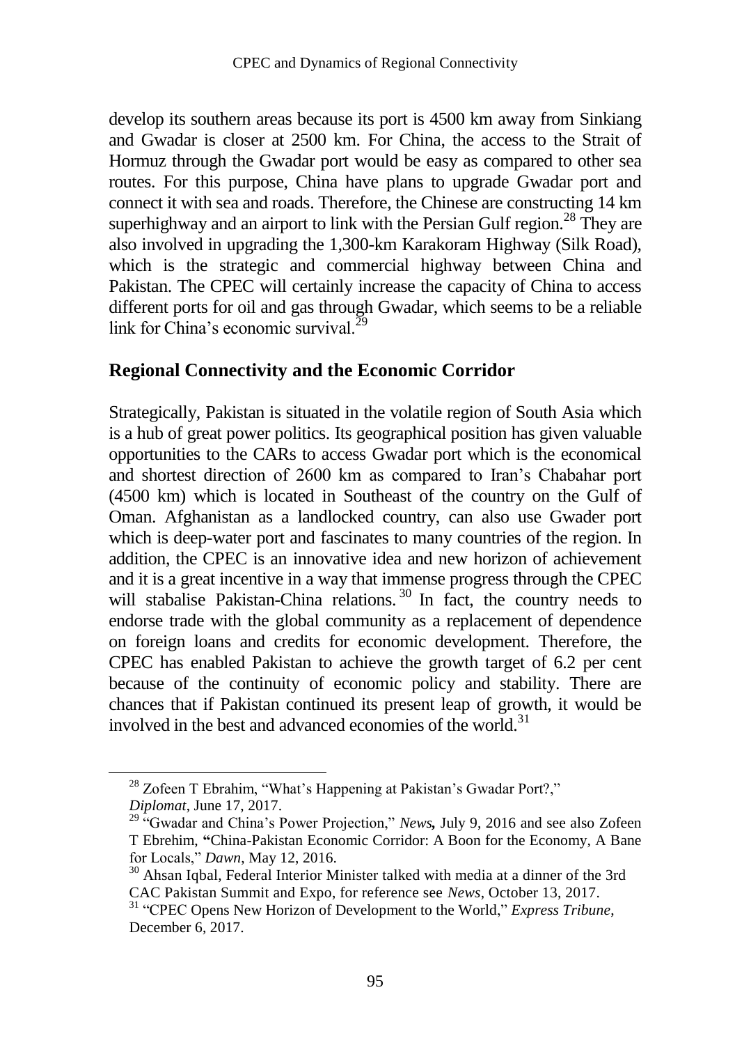develop its southern areas because its port is 4500 km away from Sinkiang and Gwadar is closer at 2500 km. For China, the access to the Strait of Hormuz through the Gwadar port would be easy as compared to other sea routes. For this purpose, China have plans to upgrade Gwadar port and connect it with sea and roads. Therefore, the Chinese are constructing 14 km superhighway and an airport to link with the Persian Gulf region.[28] They are also involved in upgrading the 1,300-km Karakoram Highway (Silk Road), which is the strategic and commercial highway between China and Pakistan. The CPEC will certainly increase the capacity of China to access different ports for oil and gas through Gwadar, which seems to be a reliable link for China's economic survival.[29]

## Regional Connectivity and the Economic Corridor

Strategically, Pakistan is situated in the volatile region of South Asia which is a hub of great power politics. Its geographical position has given valuable opportunities to the CARs to access Gwadar port which is the economical and shortest direction of 2600 km as compared to Iran's Chabahar port (4500 km) which is located in Southeast of the country on the Gulf of Oman. Afghanistan as a landlocked country, can also use Gwader port which is deep-water port and fascinates to many countries of the region. In addition, the CPEC is an innovative idea and new horizon of achievement and it is a great incentive in a way that immense progress through the CPEC will stabalise Pakistan-China relations.[30] In fact, the country needs to endorse trade with the global community as a replacement of dependence on foreign loans and credits for economic development. Therefore, the CPEC has enabled Pakistan to achieve the growth target of 6.2 per cent because of the continuity of economic policy and stability. There are chances that if Pakistan continued its present leap of growth, it would be involved in the best and advanced economies of the world.[31]

---

[28] Zofeen T Ebrahim, "What's Happening at Pakistan's Gwadar Port?," *Diplomat*, June 17, 2017.

[29] "Gwadar and China's Power Projection," *News*, July 9, 2016 and see also Zofeen T Ebrehim, "China-Pakistan Economic Corridor: A Boon for the Economy, A Bane for Locals," *Dawn*, May 12, 2016.

[30] Ahsan Iqbal, Federal Interior Minister talked with media at a dinner of the 3rd CAC Pakistan Summit and Expo, for reference see *News*, October 13, 2017.

[31] "CPEC Opens New Horizon of Development to the World," *Express Tribune*, December 6, 2017.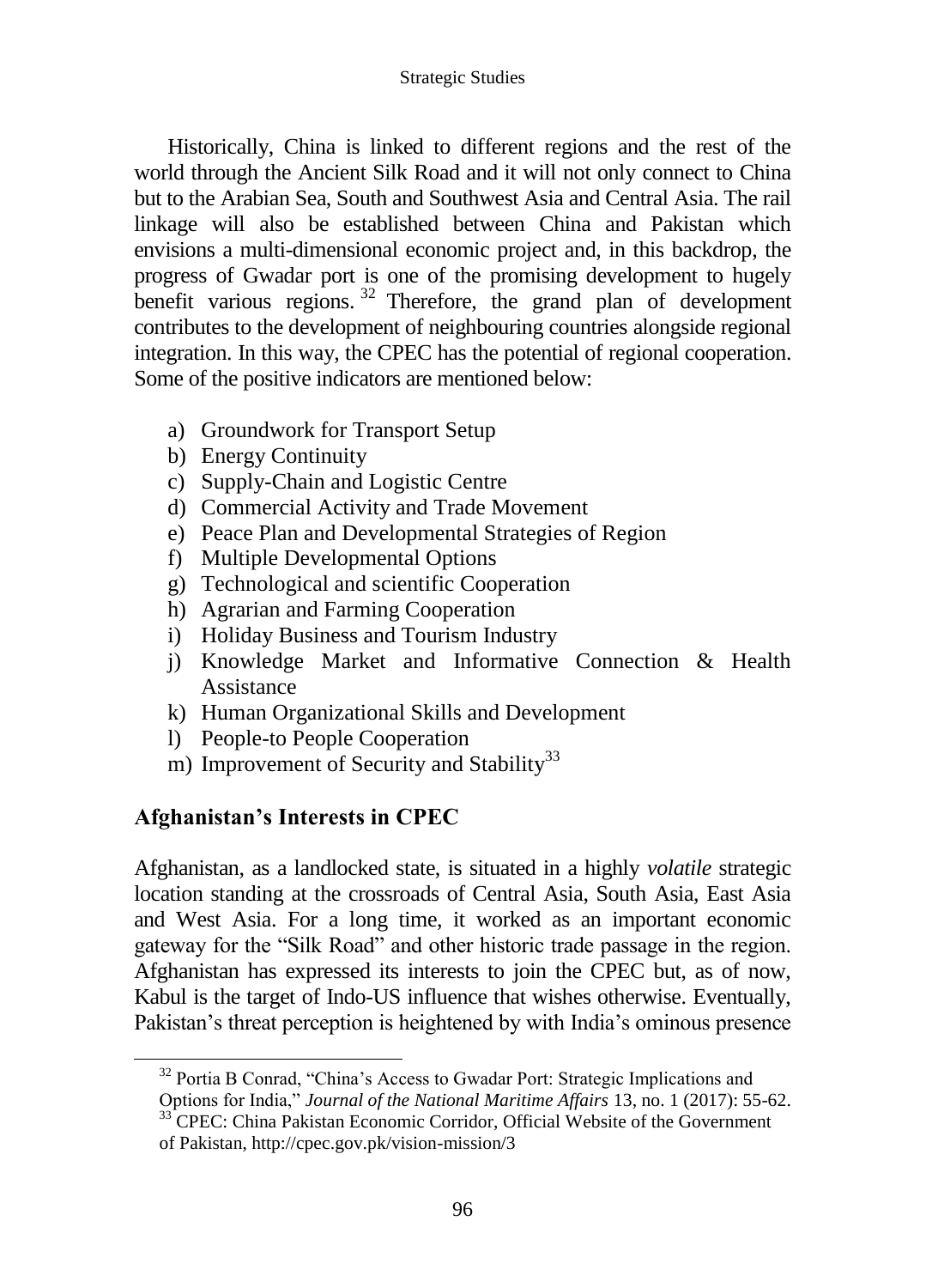Historically, China is linked to different regions and the rest of the world through the Ancient Silk Road and it will not only connect to China but to the Arabian Sea, South and Southwest Asia and Central Asia. The rail linkage will also be established between China and Pakistan which envisions a multi-dimensional economic project and, in this backdrop, the progress of Gwadar port is one of the promising development to hugely benefit various regions.[32] Therefore, the grand plan of development contributes to the development of neighbouring countries alongside regional integration. In this way, the CPEC has the potential of regional cooperation. Some of the positive indicators are mentioned below:

a) Groundwork for Transport Setup
b) Energy Continuity
c) Supply-Chain and Logistic Centre
d) Commercial Activity and Trade Movement
e) Peace Plan and Developmental Strategies of Region
f) Multiple Developmental Options
g) Technological and scientific Cooperation
h) Agrarian and Farming Cooperation
i) Holiday Business and Tourism Industry
j) Knowledge Market and Informative Connection & Health Assistance
k) Human Organizational Skills and Development
l) People-to People Cooperation
m) Improvement of Security and Stability[33]

## Afghanistan's Interests in CPEC

Afghanistan, as a landlocked state, is situated in a highly *volatile* strategic location standing at the crossroads of Central Asia, South Asia, East Asia and West Asia. For a long time, it worked as an important economic gateway for the "Silk Road" and other historic trade passage in the region. Afghanistan has expressed its interests to join the CPEC but, as of now, Kabul is the target of Indo-US influence that wishes otherwise. Eventually, Pakistan's threat perception is heightened by with India's ominous presence

---

[32] Portia B Conrad, "China's Access to Gwadar Port: Strategic Implications and Options for India," *Journal of the National Maritime Affairs* 13, no. 1 (2017): 55-62.

[33] CPEC: China Pakistan Economic Corridor, Official Website of the Government of Pakistan, http://cpec.gov.pk/vision-mission/3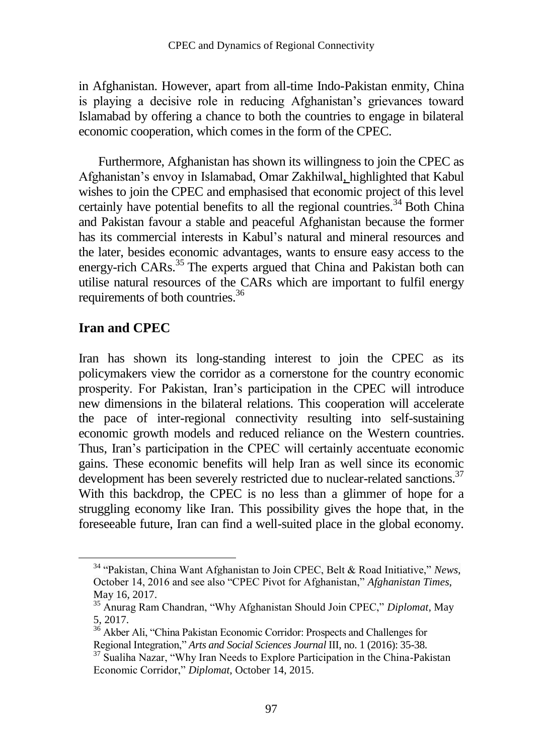in Afghanistan. However, apart from all-time Indo-Pakistan enmity, China is playing a decisive role in reducing Afghanistan's grievances toward Islamabad by offering a chance to both the countries to engage in bilateral economic cooperation, which comes in the form of the CPEC.

Furthermore, Afghanistan has shown its willingness to join the CPEC as Afghanistan's envoy in Islamabad, Omar Zakhilwal, highlighted that Kabul wishes to join the CPEC and emphasised that economic project of this level certainly have potential benefits to all the regional countries.[34] Both China and Pakistan favour a stable and peaceful Afghanistan because the former has its commercial interests in Kabul's natural and mineral resources and the later, besides economic advantages, wants to ensure easy access to the energy-rich CARs.[35] The experts argued that China and Pakistan both can utilise natural resources of the CARs which are important to fulfil energy requirements of both countries.[36]

## Iran and CPEC

Iran has shown its long-standing interest to join the CPEC as its policymakers view the corridor as a cornerstone for the country economic prosperity. For Pakistan, Iran's participation in the CPEC will introduce new dimensions in the bilateral relations. This cooperation will accelerate the pace of inter-regional connectivity resulting into self-sustaining economic growth models and reduced reliance on the Western countries. Thus, Iran's participation in the CPEC will certainly accentuate economic gains. These economic benefits will help Iran as well since its economic development has been severely restricted due to nuclear-related sanctions.[37] With this backdrop, the CPEC is no less than a glimmer of hope for a struggling economy like Iran. This possibility gives the hope that, in the foreseeable future, Iran can find a well-suited place in the global economy.

---

[34] "Pakistan, China Want Afghanistan to Join CPEC, Belt & Road Initiative," *News*, October 14, 2016 and see also "CPEC Pivot for Afghanistan," *Afghanistan Times*, May 16, 2017.

[35] Anurag Ram Chandran, "Why Afghanistan Should Join CPEC," *Diplomat*, May 5, 2017.

[36] Akber Ali, "China Pakistan Economic Corridor: Prospects and Challenges for Regional Integration," *Arts and Social Sciences Journal* III, no. 1 (2016): 35-38.

[37] Sualiha Nazar, "Why Iran Needs to Explore Participation in the China-Pakistan Economic Corridor," *Diplomat*, October 14, 2015.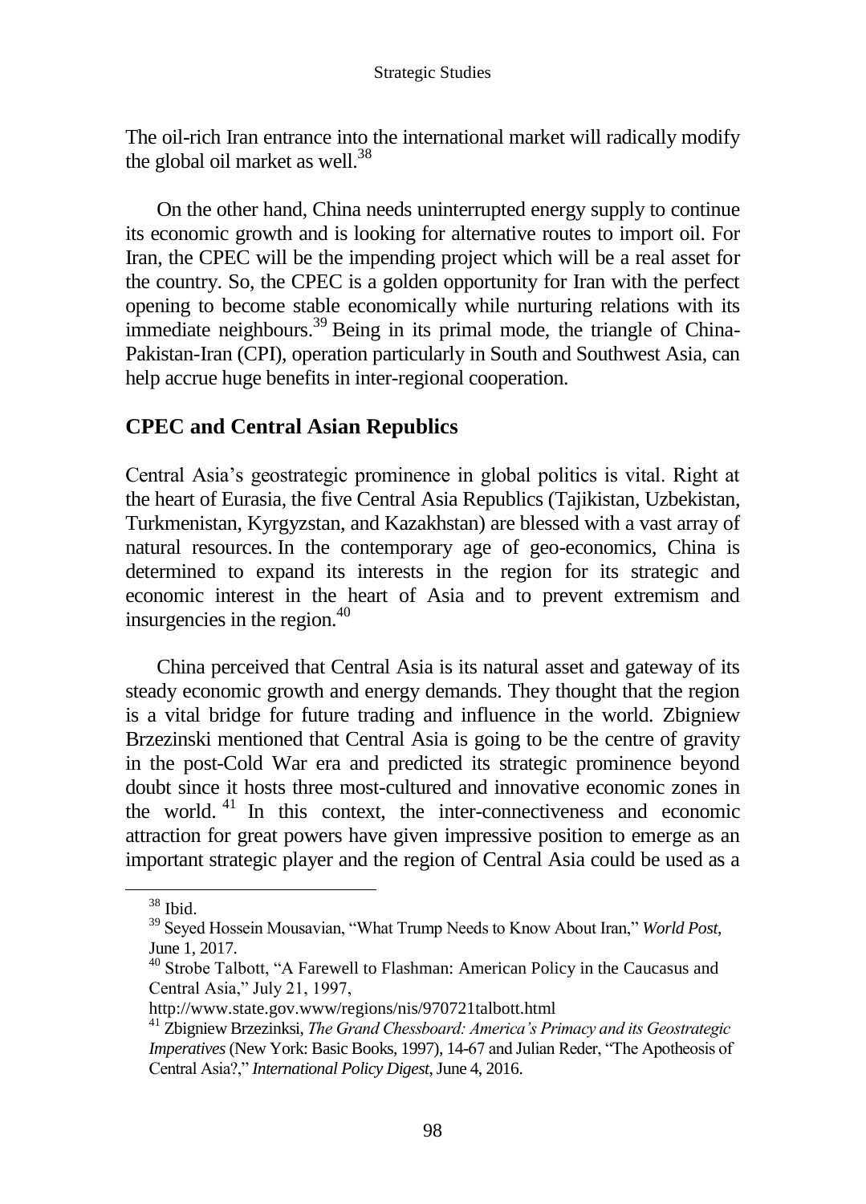The oil-rich Iran entrance into the international market will radically modify the global oil market as well.[38]

On the other hand, China needs uninterrupted energy supply to continue its economic growth and is looking for alternative routes to import oil. For Iran, the CPEC will be the impending project which will be a real asset for the country. So, the CPEC is a golden opportunity for Iran with the perfect opening to become stable economically while nurturing relations with its immediate neighbours.[39] Being in its primal mode, the triangle of China-Pakistan-Iran (CPI), operation particularly in South and Southwest Asia, can help accrue huge benefits in inter-regional cooperation.

## CPEC and Central Asian Republics

Central Asia's geostrategic prominence in global politics is vital. Right at the heart of Eurasia, the five Central Asia Republics (Tajikistan, Uzbekistan, Turkmenistan, Kyrgyzstan, and Kazakhstan) are blessed with a vast array of natural resources. In the contemporary age of geo-economics, China is determined to expand its interests in the region for its strategic and economic interest in the heart of Asia and to prevent extremism and insurgencies in the region.[40]

China perceived that Central Asia is its natural asset and gateway of its steady economic growth and energy demands. They thought that the region is a vital bridge for future trading and influence in the world. Zbigniew Brzezinski mentioned that Central Asia is going to be the centre of gravity in the post-Cold War era and predicted its strategic prominence beyond doubt since it hosts three most-cultured and innovative economic zones in the world.[41] In this context, the inter-connectiveness and economic attraction for great powers have given impressive position to emerge as an important strategic player and the region of Central Asia could be used as a

---

[38] Ibid.

[39] Seyed Hossein Mousavian, "What Trump Needs to Know About Iran," *World Post*, June 1, 2017.

[40] Strobe Talbott, "A Farewell to Flashman: American Policy in the Caucasus and Central Asia," July 21, 1997, http://www.state.gov.www/regions/nis/970721talbott.html

[41] Zbigniew Brzezinksi, *The Grand Chessboard: America's Primacy and its Geostrategic Imperatives* (New York: Basic Books, 1997), 14-67 and Julian Reder, "The Apotheosis of Central Asia?," *International Policy Digest*, June 4, 2016.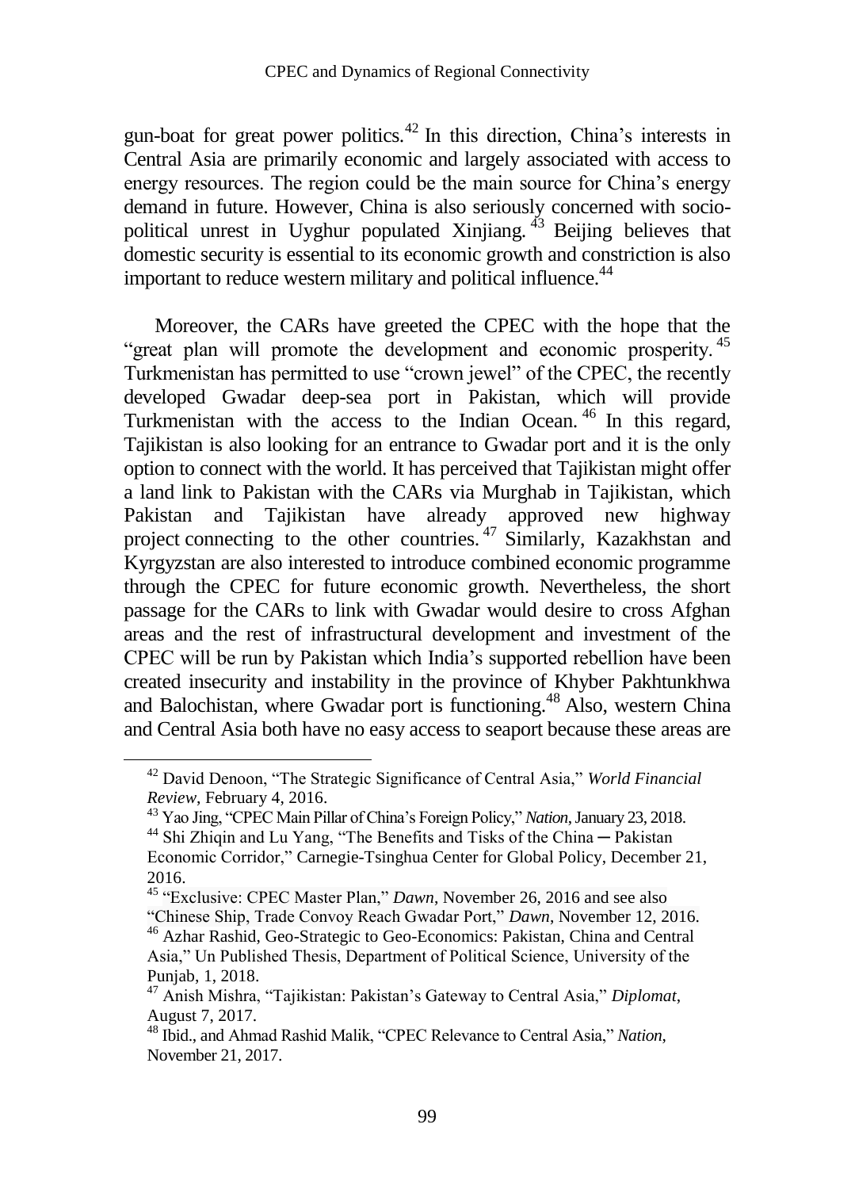gun-boat for great power politics.[42] In this direction, China's interests in Central Asia are primarily economic and largely associated with access to energy resources. The region could be the main source for China's energy demand in future. However, China is also seriously concerned with socio-political unrest in Uyghur populated Xinjiang.[43] Beijing believes that domestic security is essential to its economic growth and constriction is also important to reduce western military and political influence.[44]

Moreover, the CARs have greeted the CPEC with the hope that the "great plan will promote the development and economic prosperity.[45] Turkmenistan has permitted to use "crown jewel" of the CPEC, the recently developed Gwadar deep-sea port in Pakistan, which will provide Turkmenistan with the access to the Indian Ocean.[46] In this regard, Tajikistan is also looking for an entrance to Gwadar port and it is the only option to connect with the world. It has perceived that Tajikistan might offer a land link to Pakistan with the CARs via Murghab in Tajikistan, which Pakistan and Tajikistan have already approved new highway project connecting to the other countries.[47] Similarly, Kazakhstan and Kyrgyzstan are also interested to introduce combined economic programme through the CPEC for future economic growth. Nevertheless, the short passage for the CARs to link with Gwadar would desire to cross Afghan areas and the rest of infrastructural development and investment of the CPEC will be run by Pakistan which India's supported rebellion have been created insecurity and instability in the province of Khyber Pakhtunkhwa and Balochistan, where Gwadar port is functioning.[48] Also, western China and Central Asia both have no easy access to seaport because these areas are

---

[42] David Denoon, "The Strategic Significance of Central Asia," *World Financial Review*, February 4, 2016.

[43] Yao Jing, "CPEC Main Pillar of China's Foreign Policy," *Nation*, January 23, 2018.

[44] Shi Zhiqin and Lu Yang, "The Benefits and Tisks of the China ─ Pakistan Economic Corridor," Carnegie-Tsinghua Center for Global Policy, December 21, 2016.

[45] "Exclusive: CPEC Master Plan," *Dawn*, November 26, 2016 and see also "Chinese Ship, Trade Convoy Reach Gwadar Port," *Dawn*, November 12, 2016.

[46] Azhar Rashid, Geo-Strategic to Geo-Economics: Pakistan, China and Central Asia," Un Published Thesis, Department of Political Science, University of the Punjab, 1, 2018.

[47] Anish Mishra, "Tajikistan: Pakistan's Gateway to Central Asia," *Diplomat*, August 7, 2017.

[48] Ibid., and Ahmad Rashid Malik, "CPEC Relevance to Central Asia," *Nation*, November 21, 2017.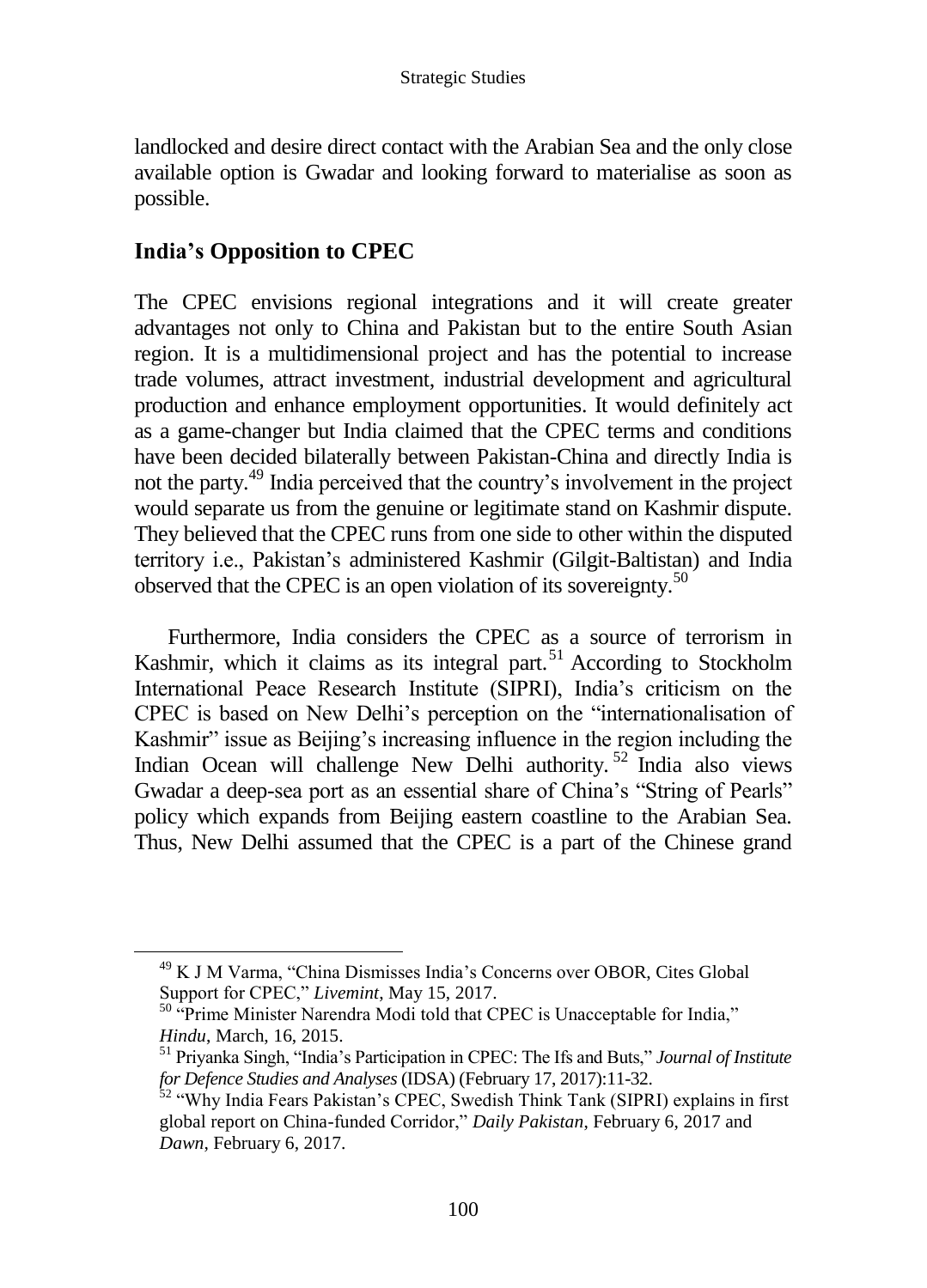landlocked and desire direct contact with the Arabian Sea and the only close available option is Gwadar and looking forward to materialise as soon as possible.

## India's Opposition to CPEC

The CPEC envisions regional integrations and it will create greater advantages not only to China and Pakistan but to the entire South Asian region. It is a multidimensional project and has the potential to increase trade volumes, attract investment, industrial development and agricultural production and enhance employment opportunities. It would definitely act as a game-changer but India claimed that the CPEC terms and conditions have been decided bilaterally between Pakistan-China and directly India is not the party.[49] India perceived that the country's involvement in the project would separate us from the genuine or legitimate stand on Kashmir dispute. They believed that the CPEC runs from one side to other within the disputed territory i.e., Pakistan's administered Kashmir (Gilgit-Baltistan) and India observed that the CPEC is an open violation of its sovereignty.[50]

Furthermore, India considers the CPEC as a source of terrorism in Kashmir, which it claims as its integral part.[51] According to Stockholm International Peace Research Institute (SIPRI), India's criticism on the CPEC is based on New Delhi's perception on the "internationalisation of Kashmir" issue as Beijing's increasing influence in the region including the Indian Ocean will challenge New Delhi authority.[52] India also views Gwadar a deep-sea port as an essential share of China's "String of Pearls" policy which expands from Beijing eastern coastline to the Arabian Sea. Thus, New Delhi assumed that the CPEC is a part of the Chinese grand

---

[49] K J M Varma, "China Dismisses India's Concerns over OBOR, Cites Global Support for CPEC," *Livemint*, May 15, 2017.

[50] "Prime Minister Narendra Modi told that CPEC is Unacceptable for India," *Hindu*, March, 16, 2015.

[51] Priyanka Singh, "India's Participation in CPEC: The Ifs and Buts," *Journal of Institute for Defence Studies and Analyses* (IDSA) (February 17, 2017):11-32.

[52] "Why India Fears Pakistan's CPEC, Swedish Think Tank (SIPRI) explains in first global report on China-funded Corridor," *Daily Pakistan*, February 6, 2017 and *Dawn*, February 6, 2017.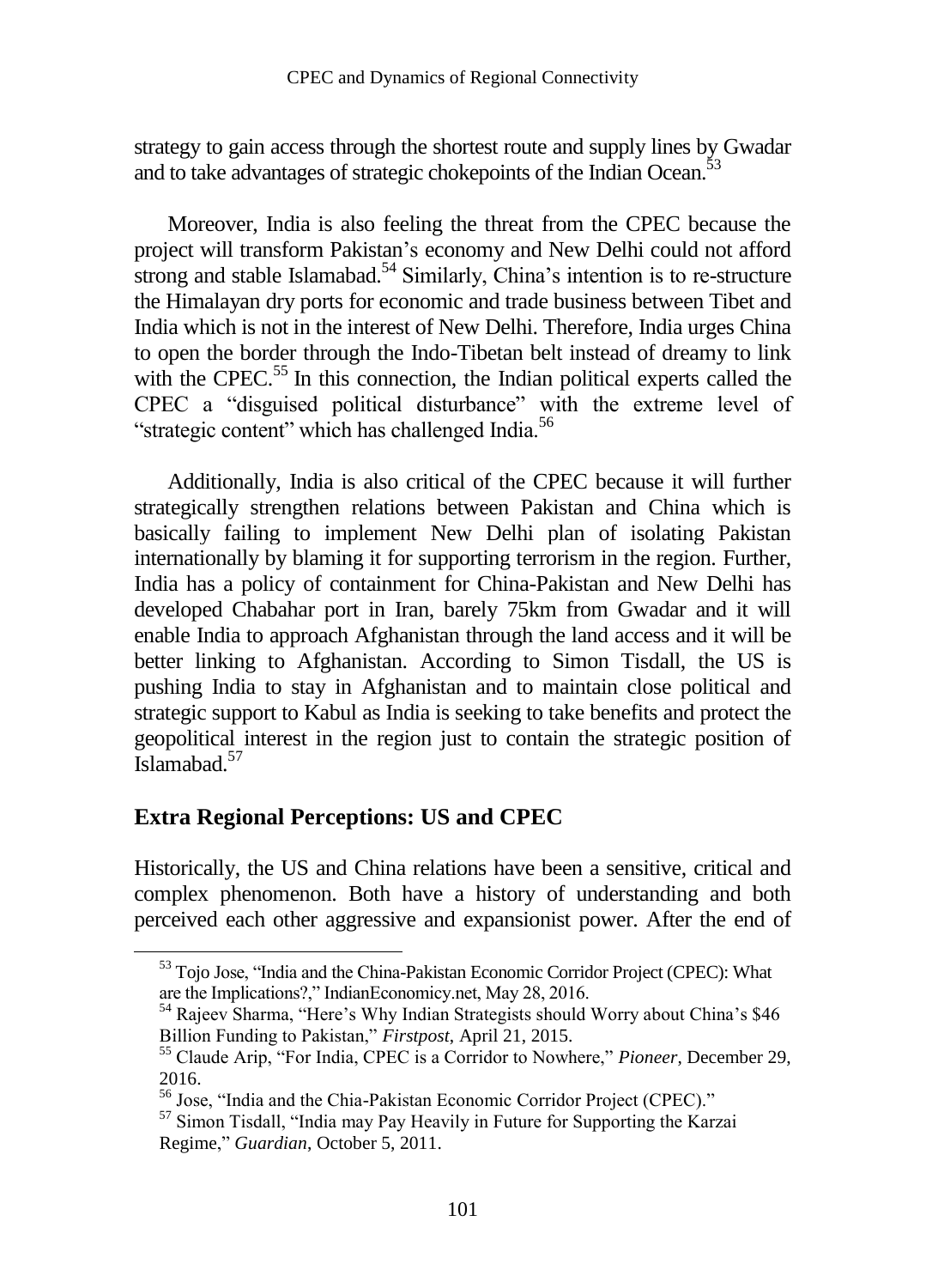strategy to gain access through the shortest route and supply lines by Gwadar and to take advantages of strategic chokepoints of the Indian Ocean.[53]

Moreover, India is also feeling the threat from the CPEC because the project will transform Pakistan's economy and New Delhi could not afford strong and stable Islamabad.[54] Similarly, China's intention is to re-structure the Himalayan dry ports for economic and trade business between Tibet and India which is not in the interest of New Delhi. Therefore, India urges China to open the border through the Indo-Tibetan belt instead of dreamy to link with the CPEC.[55] In this connection, the Indian political experts called the CPEC a "disguised political disturbance" with the extreme level of "strategic content" which has challenged India.[56]

Additionally, India is also critical of the CPEC because it will further strategically strengthen relations between Pakistan and China which is basically failing to implement New Delhi plan of isolating Pakistan internationally by blaming it for supporting terrorism in the region. Further, India has a policy of containment for China-Pakistan and New Delhi has developed Chabahar port in Iran, barely 75km from Gwadar and it will enable India to approach Afghanistan through the land access and it will be better linking to Afghanistan. According to Simon Tisdall, the US is pushing India to stay in Afghanistan and to maintain close political and strategic support to Kabul as India is seeking to take benefits and protect the geopolitical interest in the region just to contain the strategic position of Islamabad.[57]

## Extra Regional Perceptions: US and CPEC

Historically, the US and China relations have been a sensitive, critical and complex phenomenon. Both have a history of understanding and both perceived each other aggressive and expansionist power. After the end of

---

[53] Tojo Jose, "India and the China-Pakistan Economic Corridor Project (CPEC): What are the Implications?," IndianEconomicy.net, May 28, 2016.

[54] Rajeev Sharma, "Here's Why Indian Strategists should Worry about China's $46 Billion Funding to Pakistan," *Firstpost*, April 21, 2015.

[55] Claude Arip, "For India, CPEC is a Corridor to Nowhere," *Pioneer*, December 29, 2016.

[56] Jose, "India and the Chia-Pakistan Economic Corridor Project (CPEC)."

[57] Simon Tisdall, "India may Pay Heavily in Future for Supporting the Karzai Regime," *Guardian*, October 5, 2011.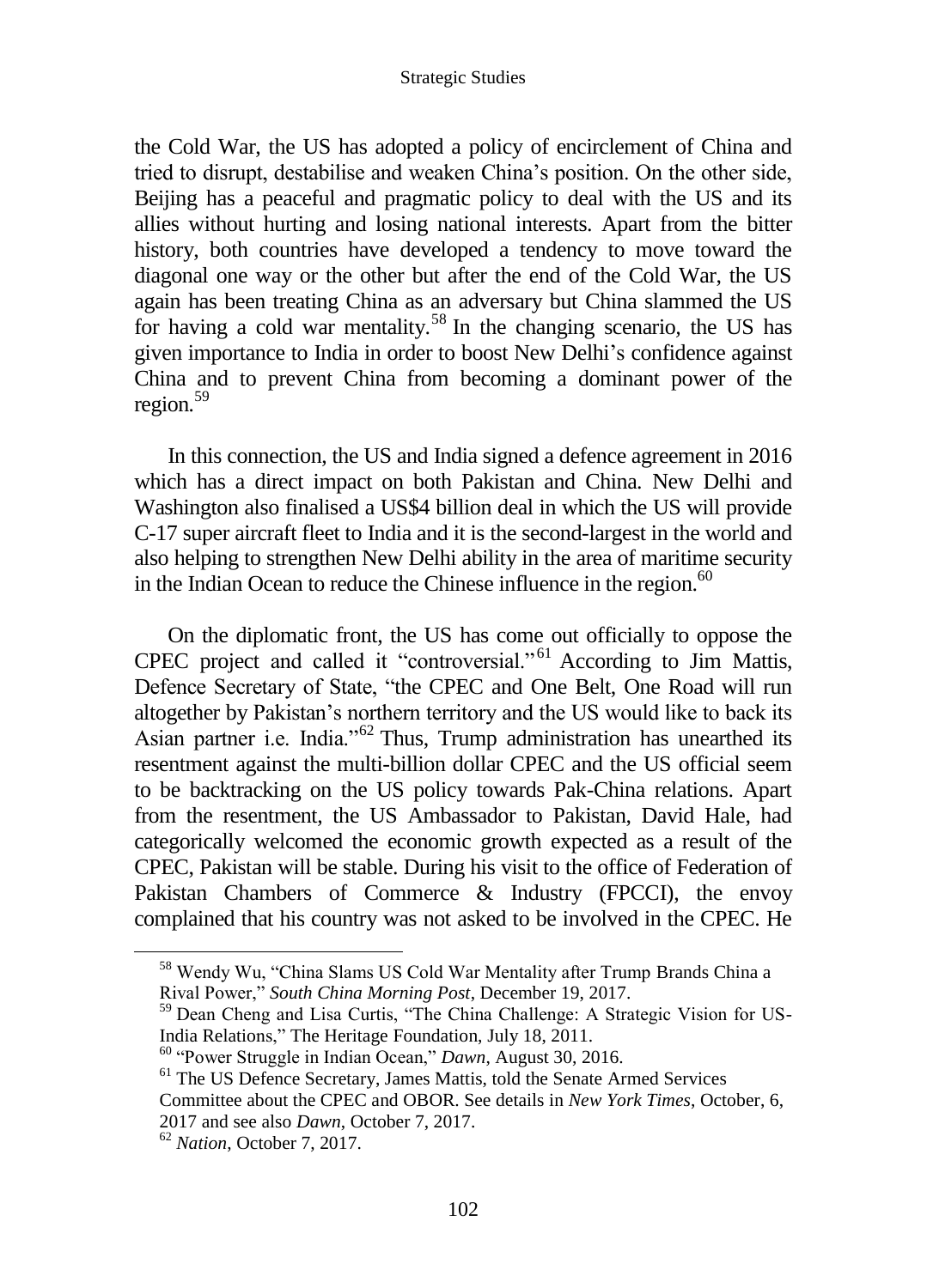the Cold War, the US has adopted a policy of encirclement of China and tried to disrupt, destabilise and weaken China's position. On the other side, Beijing has a peaceful and pragmatic policy to deal with the US and its allies without hurting and losing national interests. Apart from the bitter history, both countries have developed a tendency to move toward the diagonal one way or the other but after the end of the Cold War, the US again has been treating China as an adversary but China slammed the US for having a cold war mentality.[58] In the changing scenario, the US has given importance to India in order to boost New Delhi's confidence against China and to prevent China from becoming a dominant power of the region.[59]

In this connection, the US and India signed a defence agreement in 2016 which has a direct impact on both Pakistan and China. New Delhi and Washington also finalised a US$4 billion deal in which the US will provide C-17 super aircraft fleet to India and it is the second-largest in the world and also helping to strengthen New Delhi ability in the area of maritime security in the Indian Ocean to reduce the Chinese influence in the region.[60]

On the diplomatic front, the US has come out officially to oppose the CPEC project and called it "controversial."[61] According to Jim Mattis, Defence Secretary of State, "the CPEC and One Belt, One Road will run altogether by Pakistan's northern territory and the US would like to back its Asian partner i.e. India."[62] Thus, Trump administration has unearthed its resentment against the multi-billion dollar CPEC and the US official seem to be backtracking on the US policy towards Pak-China relations. Apart from the resentment, the US Ambassador to Pakistan, David Hale, had categorically welcomed the economic growth expected as a result of the CPEC, Pakistan will be stable. During his visit to the office of Federation of Pakistan Chambers of Commerce & Industry (FPCCI), the envoy complained that his country was not asked to be involved in the CPEC. He

---

[58] Wendy Wu, "China Slams US Cold War Mentality after Trump Brands China a Rival Power," *South China Morning Post*, December 19, 2017.

[59] Dean Cheng and Lisa Curtis, "The China Challenge: A Strategic Vision for US-India Relations," The Heritage Foundation, July 18, 2011.

[60] "Power Struggle in Indian Ocean," *Dawn*, August 30, 2016.

[61] The US Defence Secretary, James Mattis, told the Senate Armed Services Committee about the CPEC and OBOR. See details in *New York Times*, October, 6, 2017 and see also *Dawn*, October 7, 2017.

[62] *Nation*, October 7, 2017.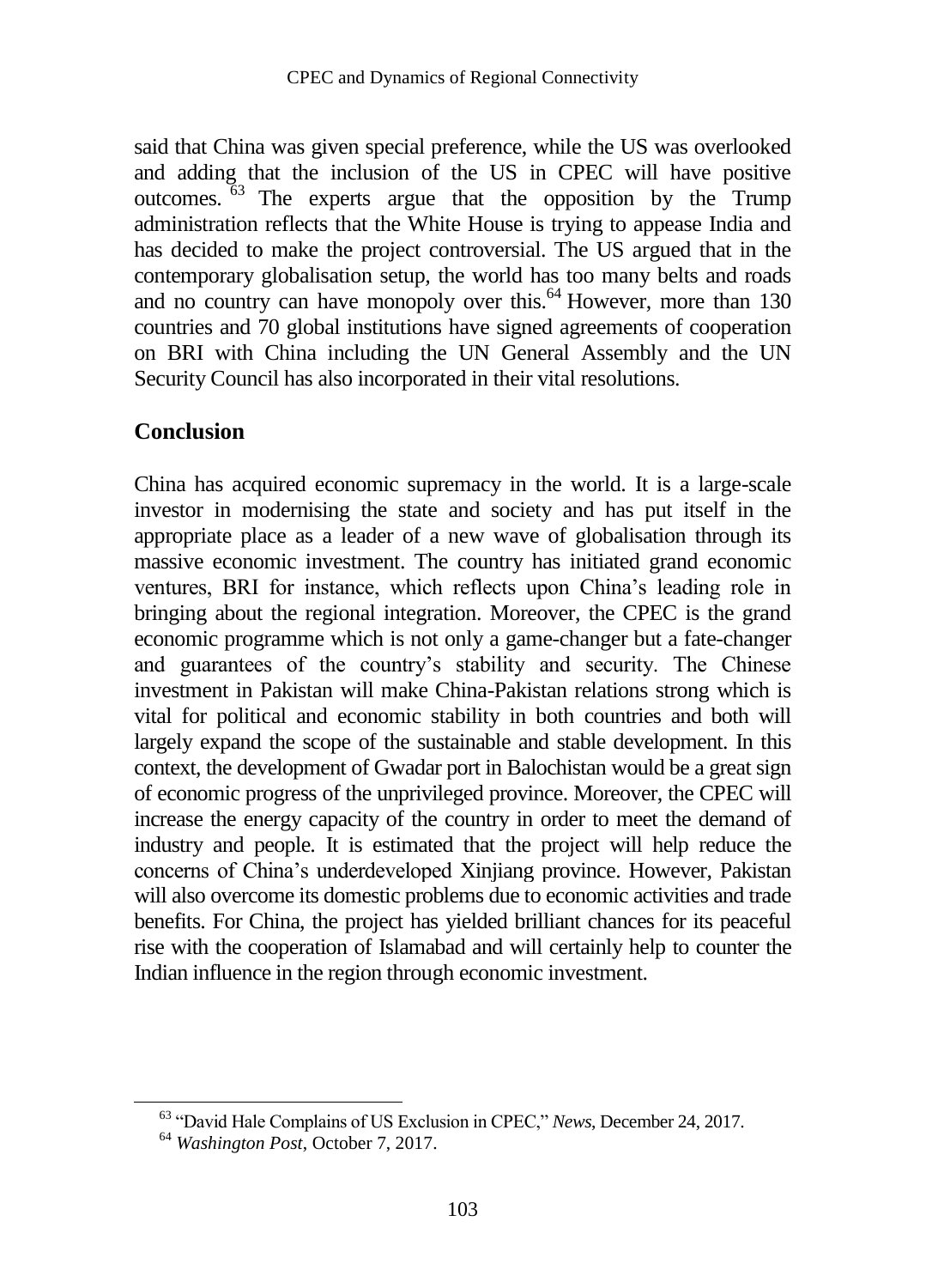said that China was given special preference, while the US was overlooked and adding that the inclusion of the US in CPEC will have positive outcomes.[63] The experts argue that the opposition by the Trump administration reflects that the White House is trying to appease India and has decided to make the project controversial. The US argued that in the contemporary globalisation setup, the world has too many belts and roads and no country can have monopoly over this.[64] However, more than 130 countries and 70 global institutions have signed agreements of cooperation on BRI with China including the UN General Assembly and the UN Security Council has also incorporated in their vital resolutions.

## Conclusion

China has acquired economic supremacy in the world. It is a large-scale investor in modernising the state and society and has put itself in the appropriate place as a leader of a new wave of globalisation through its massive economic investment. The country has initiated grand economic ventures, BRI for instance, which reflects upon China's leading role in bringing about the regional integration. Moreover, the CPEC is the grand economic programme which is not only a game-changer but a fate-changer and guarantees of the country's stability and security. The Chinese investment in Pakistan will make China-Pakistan relations strong which is vital for political and economic stability in both countries and both will largely expand the scope of the sustainable and stable development. In this context, the development of Gwadar port in Balochistan would be a great sign of economic progress of the unprivileged province. Moreover, the CPEC will increase the energy capacity of the country in order to meet the demand of industry and people. It is estimated that the project will help reduce the concerns of China's underdeveloped Xinjiang province. However, Pakistan will also overcome its domestic problems due to economic activities and trade benefits. For China, the project has yielded brilliant chances for its peaceful rise with the cooperation of Islamabad and will certainly help to counter the Indian influence in the region through economic investment.

---

[63] "David Hale Complains of US Exclusion in CPEC," *News*, December 24, 2017.

[64] *Washington Post*, October 7, 2017.